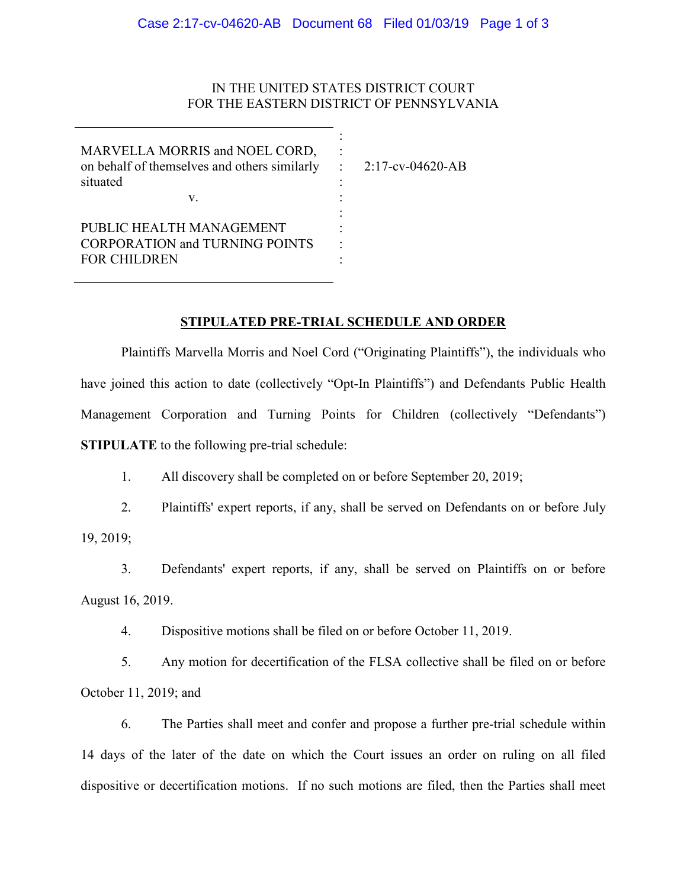IN THE UNITED STATES DISTRICT COURT
FOR THE EASTERN DISTRICT OF PENNSYLVANIA

| | | |
|---|---|---|
| MARVELLA MORRIS and NOEL CORD, on behalf of themselves and others similarly situated | : | 2:17-cv-04620-AB |
| v. | : | |
| PUBLIC HEALTH MANAGEMENT CORPORATION and TURNING POINTS FOR CHILDREN | : | |

**STIPULATED PRE-TRIAL SCHEDULE AND ORDER**

Plaintiffs Marvella Morris and Noel Cord ("Originating Plaintiffs"), the individuals who have joined this action to date (collectively "Opt-In Plaintiffs") and Defendants Public Health Management Corporation and Turning Points for Children (collectively "Defendants") **STIPULATE** to the following pre-trial schedule:

1. All discovery shall be completed on or before September 20, 2019;

2. Plaintiffs' expert reports, if any, shall be served on Defendants on or before July 19, 2019;

3. Defendants' expert reports, if any, shall be served on Plaintiffs on or before August 16, 2019.

4. Dispositive motions shall be filed on or before October 11, 2019.

5. Any motion for decertification of the FLSA collective shall be filed on or before October 11, 2019; and

6. The Parties shall meet and confer and propose a further pre-trial schedule within 14 days of the later of the date on which the Court issues an order on ruling on all filed dispositive or decertification motions. If no such motions are filed, then the Parties shall meet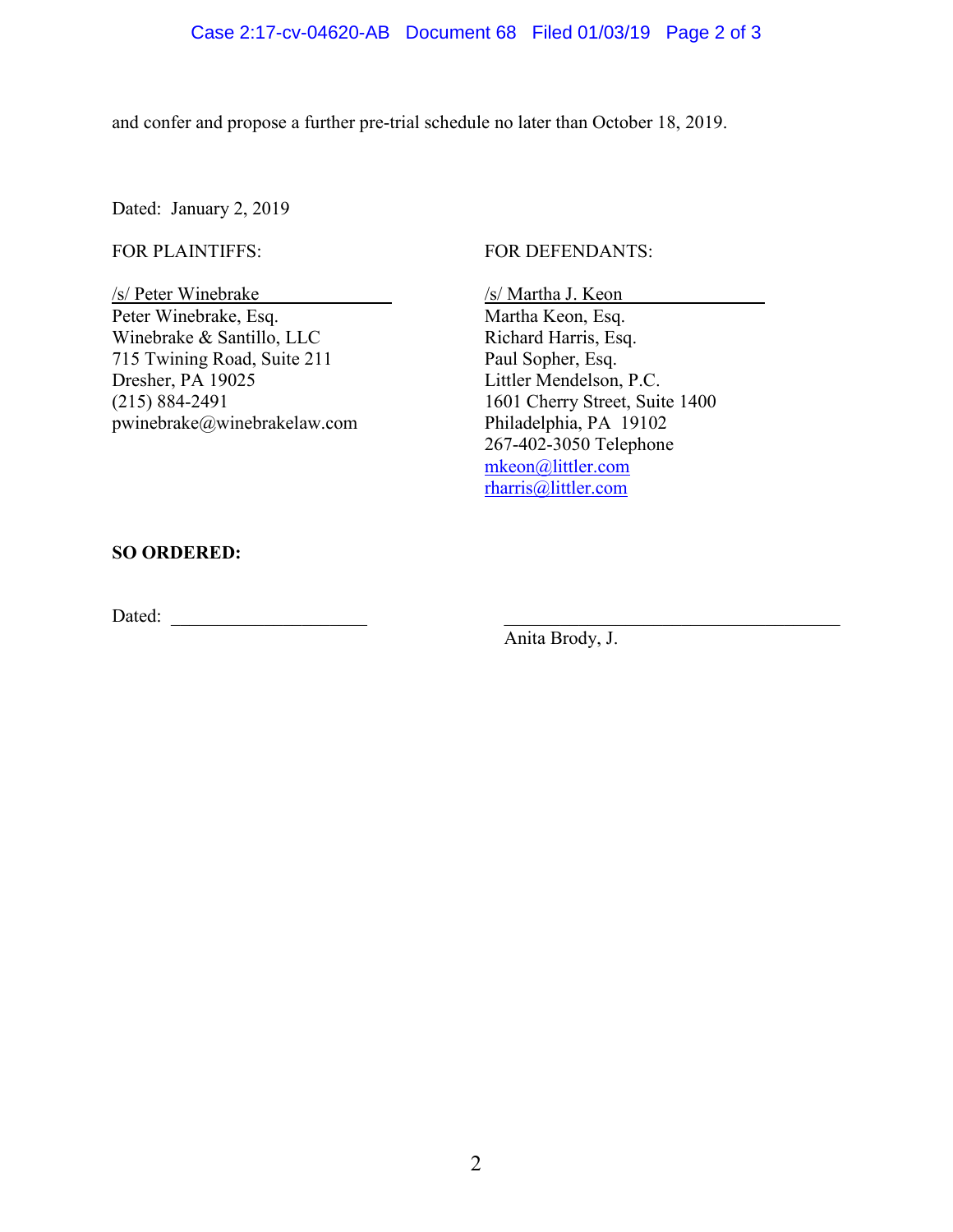and confer and propose a further pre-trial schedule no later than October 18, 2019.

Dated: January 2, 2019

FOR PLAINTIFFS:

/s/ Peter Winebrake
Peter Winebrake, Esq.
Winebrake & Santillo, LLC
715 Twining Road, Suite 211
Dresher, PA 19025
(215) 884-2491
pwinebrake@winebrakelaw.com

FOR DEFENDANTS:

/s/ Martha J. Keon
Martha Keon, Esq.
Richard Harris, Esq.
Paul Sopher, Esq.
Littler Mendelson, P.C.
1601 Cherry Street, Suite 1400
Philadelphia, PA 19102
267-402-3050 Telephone
mkeon@littler.com
rharris@littler.com

**SO ORDERED:**

Dated: ____________________

____________________________________
Anita Brody, J.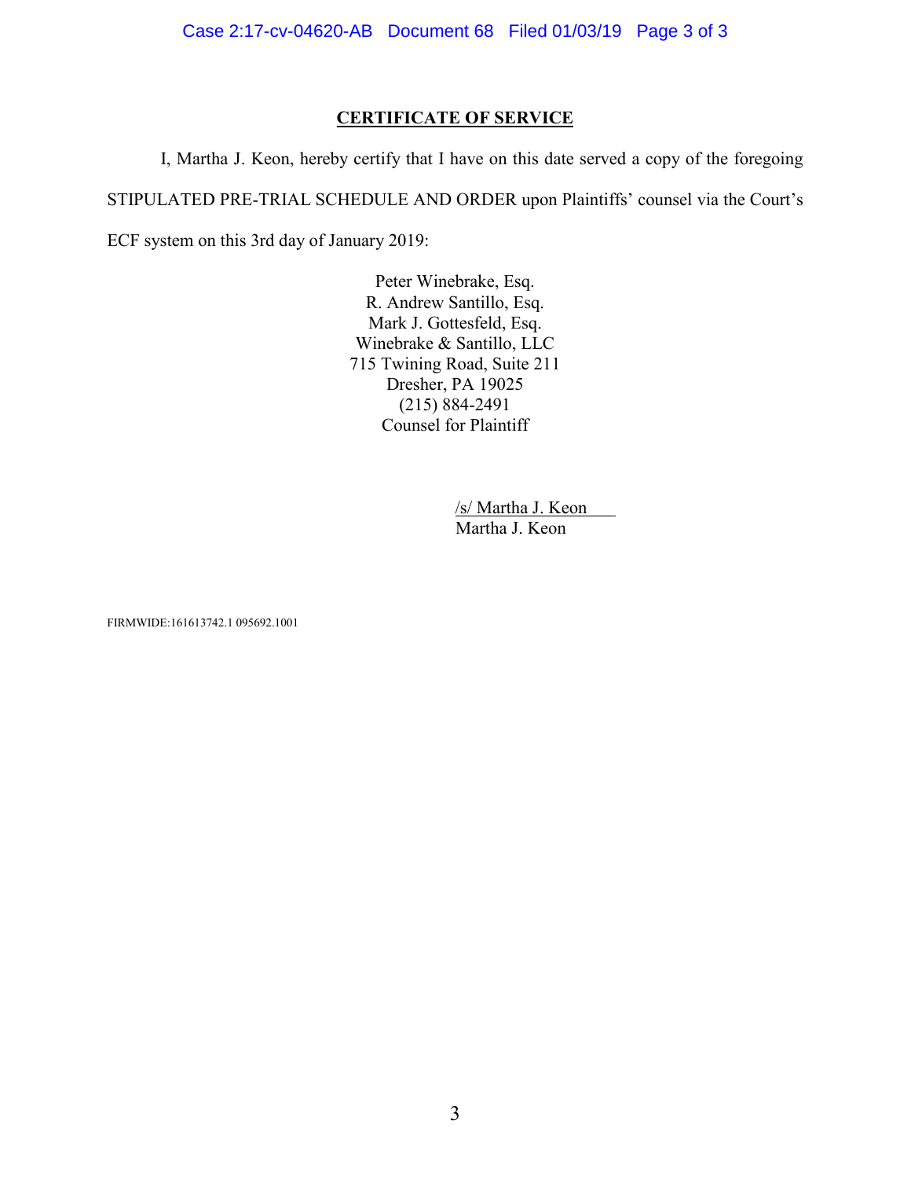**CERTIFICATE OF SERVICE**

I, Martha J. Keon, hereby certify that I have on this date served a copy of the foregoing STIPULATED PRE-TRIAL SCHEDULE AND ORDER upon Plaintiffs' counsel via the Court's ECF system on this 3rd day of January 2019:

Peter Winebrake, Esq.
R. Andrew Santillo, Esq.
Mark J. Gottesfeld, Esq.
Winebrake & Santillo, LLC
715 Twining Road, Suite 211
Dresher, PA 19025
(215) 884-2491
Counsel for Plaintiff

/s/ Martha J. Keon
Martha J. Keon

FIRMWIDE:161613742.1 095692.1001